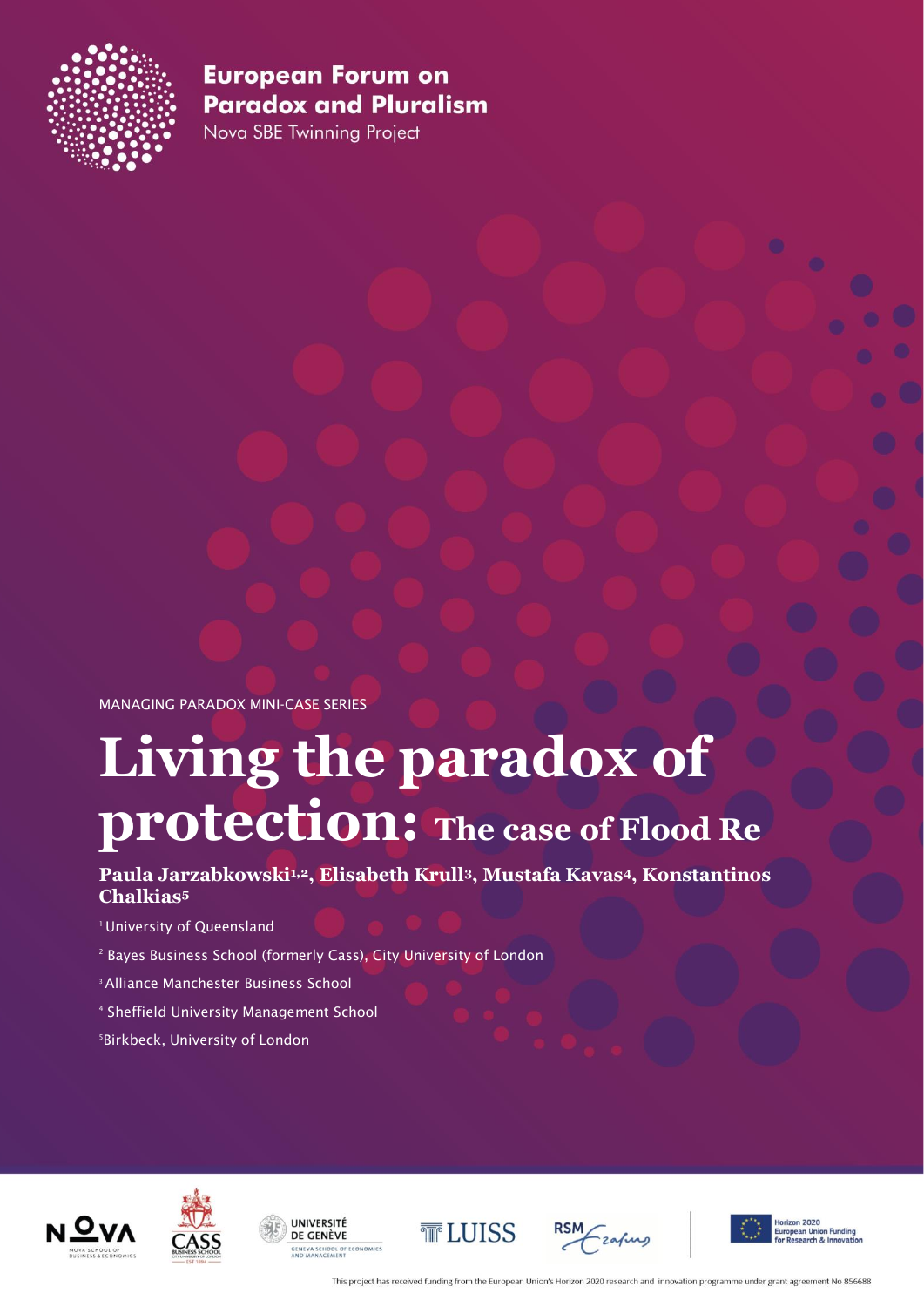**European Forum on Paradox and Pluralism**

Nova SBE Twinning Project

MANAGING PARADOX MINI-CASE SERIES

# Living the paradox of protection: The case of Flood Re

**Paula Jarzabkowski[1,2], Elisabeth Krull[3], Mustafa Kavas[4], Konstantinos Chalkias[5]**

[1] University of Queensland

[2] Bayes Business School (formerly Cass), City University of London

[3] Alliance Manchester Business School

[4] Sheffield University Management School

[5] Birkbeck, University of London

This project has received funding from the European Union's Horizon 2020 research and innovation programme under grant agreement No 856688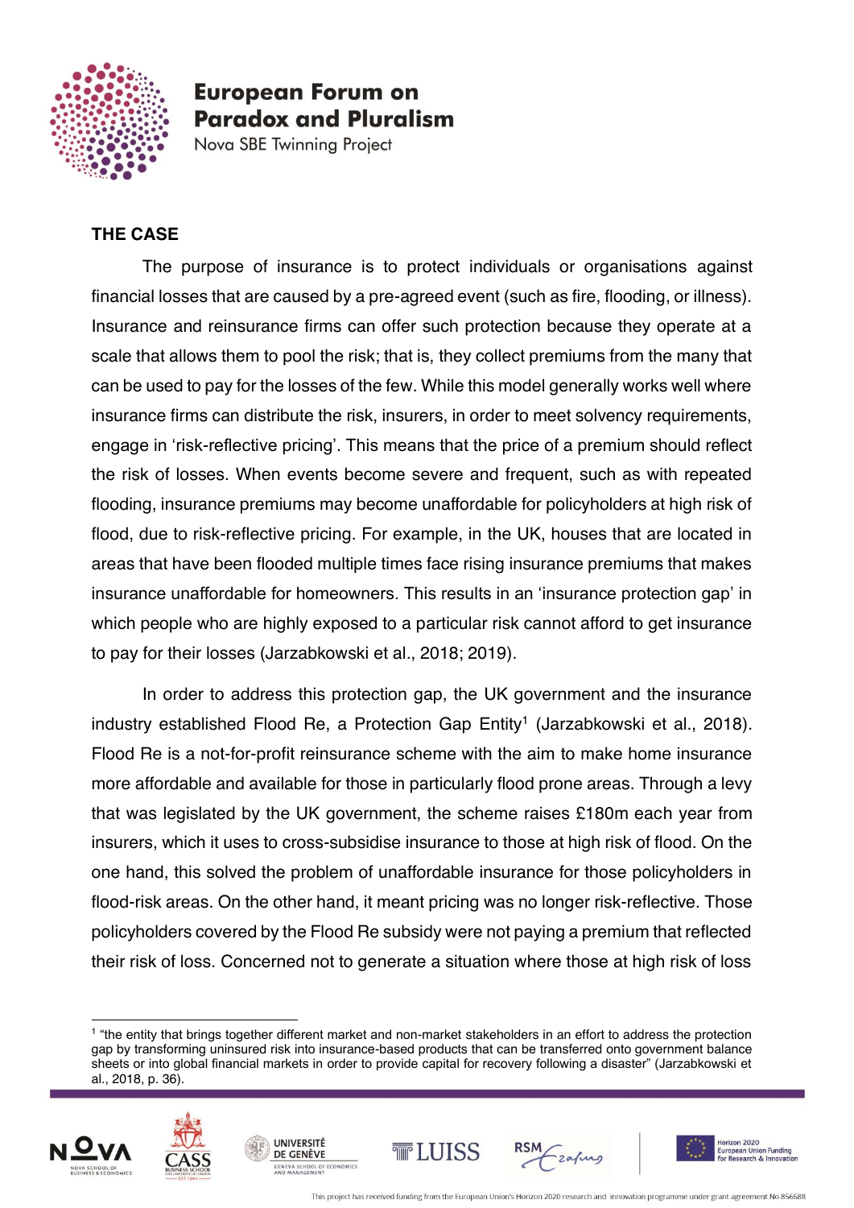## THE CASE

The purpose of insurance is to protect individuals or organisations against financial losses that are caused by a pre-agreed event (such as fire, flooding, or illness). Insurance and reinsurance firms can offer such protection because they operate at a scale that allows them to pool the risk; that is, they collect premiums from the many that can be used to pay for the losses of the few. While this model generally works well where insurance firms can distribute the risk, insurers, in order to meet solvency requirements, engage in 'risk-reflective pricing'. This means that the price of a premium should reflect the risk of losses. When events become severe and frequent, such as with repeated flooding, insurance premiums may become unaffordable for policyholders at high risk of flood, due to risk-reflective pricing. For example, in the UK, houses that are located in areas that have been flooded multiple times face rising insurance premiums that makes insurance unaffordable for homeowners. This results in an 'insurance protection gap' in which people who are highly exposed to a particular risk cannot afford to get insurance to pay for their losses (Jarzabkowski et al., 2018; 2019).

In order to address this protection gap, the UK government and the insurance industry established Flood Re, a Protection Gap Entity[1] (Jarzabkowski et al., 2018). Flood Re is a not-for-profit reinsurance scheme with the aim to make home insurance more affordable and available for those in particularly flood prone areas. Through a levy that was legislated by the UK government, the scheme raises £180m each year from insurers, which it uses to cross-subsidise insurance to those at high risk of flood. On the one hand, this solved the problem of unaffordable insurance for those policyholders in flood-risk areas. On the other hand, it meant pricing was no longer risk-reflective. Those policyholders covered by the Flood Re subsidy were not paying a premium that reflected their risk of loss. Concerned not to generate a situation where those at high risk of loss

[1] "the entity that brings together different market and non-market stakeholders in an effort to address the protection gap by transforming uninsured risk into insurance-based products that can be transferred onto government balance sheets or into global financial markets in order to provide capital for recovery following a disaster" (Jarzabkowski et al., 2018, p. 36).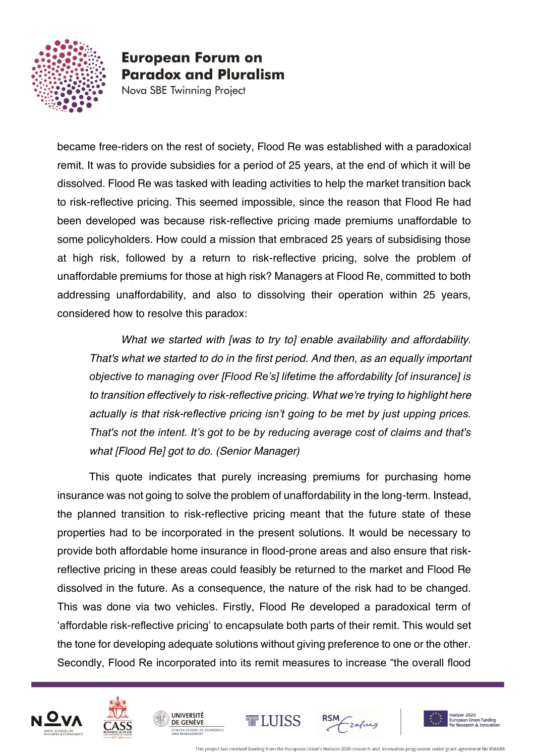became free-riders on the rest of society, Flood Re was established with a paradoxical remit. It was to provide subsidies for a period of 25 years, at the end of which it will be dissolved. Flood Re was tasked with leading activities to help the market transition back to risk-reflective pricing. This seemed impossible, since the reason that Flood Re had been developed was because risk-reflective pricing made premiums unaffordable to some policyholders. How could a mission that embraced 25 years of subsidising those at high risk, followed by a return to risk-reflective pricing, solve the problem of unaffordable premiums for those at high risk? Managers at Flood Re, committed to both addressing unaffordability, and also to dissolving their operation within 25 years, considered how to resolve this paradox:

> *What we started with [was to try to] enable availability and affordability. That's what we started to do in the first period. And then, as an equally important objective to managing over [Flood Re's] lifetime the affordability [of insurance] is to transition effectively to risk-reflective pricing. What we're trying to highlight here actually is that risk-reflective pricing isn't going to be met by just upping prices. That's not the intent. It's got to be by reducing average cost of claims and that's what [Flood Re] got to do. (Senior Manager)*

This quote indicates that purely increasing premiums for purchasing home insurance was not going to solve the problem of unaffordability in the long-term. Instead, the planned transition to risk-reflective pricing meant that the future state of these properties had to be incorporated in the present solutions. It would be necessary to provide both affordable home insurance in flood-prone areas and also ensure that risk-reflective pricing in these areas could feasibly be returned to the market and Flood Re dissolved in the future. As a consequence, the nature of the risk had to be changed. This was done via two vehicles. Firstly, Flood Re developed a paradoxical term of 'affordable risk-reflective pricing' to encapsulate both parts of their remit. This would set the tone for developing adequate solutions without giving preference to one or the other. Secondly, Flood Re incorporated into its remit measures to increase "the overall flood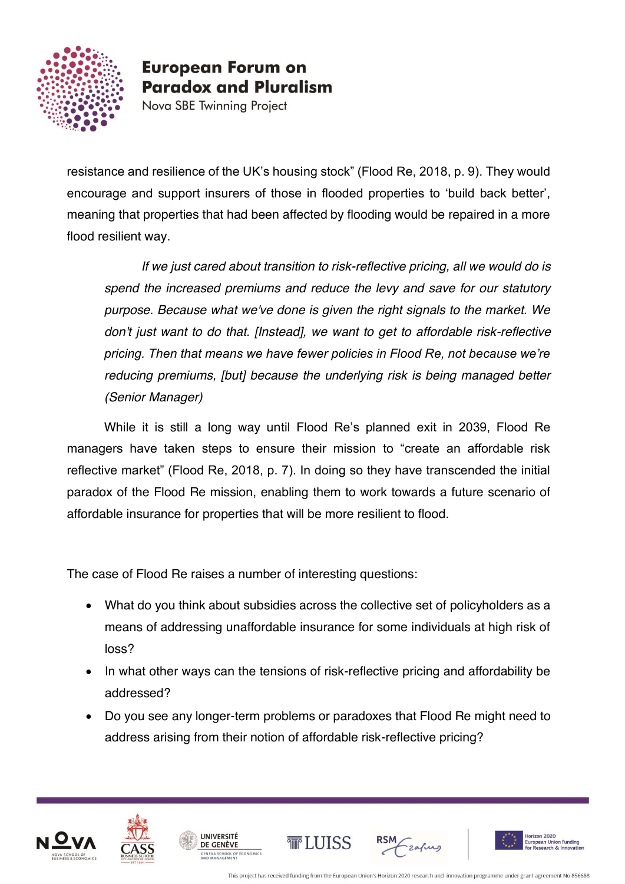resistance and resilience of the UK's housing stock" (Flood Re, 2018, p. 9). They would encourage and support insurers of those in flooded properties to 'build back better', meaning that properties that had been affected by flooding would be repaired in a more flood resilient way.

> *If we just cared about transition to risk-reflective pricing, all we would do is spend the increased premiums and reduce the levy and save for our statutory purpose. Because what we've done is given the right signals to the market. We don't just want to do that. [Instead], we want to get to affordable risk-reflective pricing. Then that means we have fewer policies in Flood Re, not because we're reducing premiums, [but] because the underlying risk is being managed better (Senior Manager)*

While it is still a long way until Flood Re's planned exit in 2039, Flood Re managers have taken steps to ensure their mission to "create an affordable risk reflective market" (Flood Re, 2018, p. 7). In doing so they have transcended the initial paradox of the Flood Re mission, enabling them to work towards a future scenario of affordable insurance for properties that will be more resilient to flood.

The case of Flood Re raises a number of interesting questions:

- What do you think about subsidies across the collective set of policyholders as a means of addressing unaffordable insurance for some individuals at high risk of loss?
- In what other ways can the tensions of risk-reflective pricing and affordability be addressed?
- Do you see any longer-term problems or paradoxes that Flood Re might need to address arising from their notion of affordable risk-reflective pricing?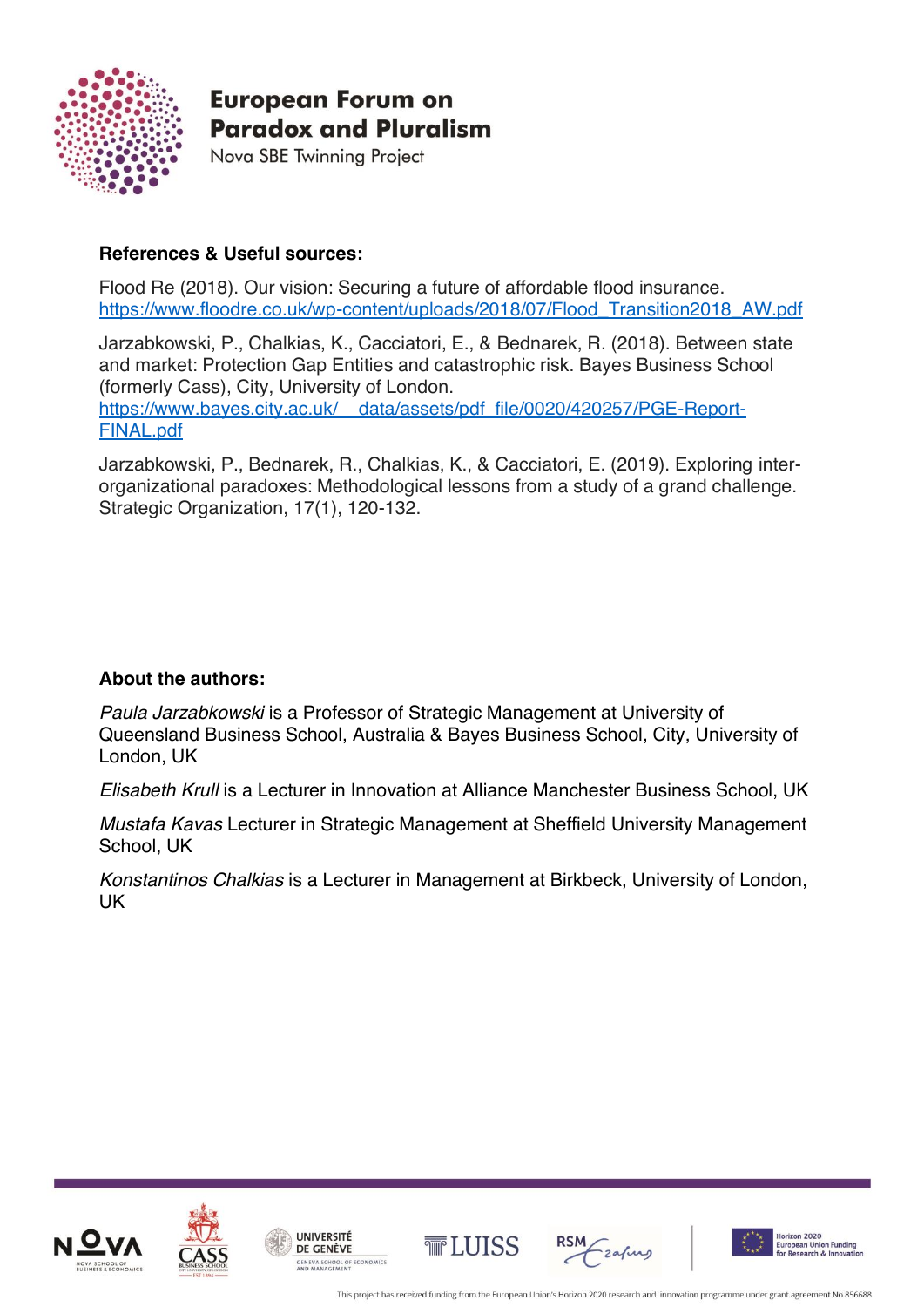**References & Useful sources:**

Flood Re (2018). Our vision: Securing a future of affordable flood insurance. https://www.floodre.co.uk/wp-content/uploads/2018/07/Flood_Transition2018_AW.pdf

Jarzabkowski, P., Chalkias, K., Cacciatori, E., & Bednarek, R. (2018). Between state and market: Protection Gap Entities and catastrophic risk. Bayes Business School (formerly Cass), City, University of London. https://www.bayes.city.ac.uk/__data/assets/pdf_file/0020/420257/PGE-Report-FINAL.pdf

Jarzabkowski, P., Bednarek, R., Chalkias, K., & Cacciatori, E. (2019). Exploring inter-organizational paradoxes: Methodological lessons from a study of a grand challenge. Strategic Organization, 17(1), 120-132.

**About the authors:**

*Paula Jarzabkowski* is a Professor of Strategic Management at University of Queensland Business School, Australia & Bayes Business School, City, University of London, UK

*Elisabeth Krull* is a Lecturer in Innovation at Alliance Manchester Business School, UK

*Mustafa Kavas* Lecturer in Strategic Management at Sheffield University Management School, UK

*Konstantinos Chalkias* is a Lecturer in Management at Birkbeck, University of London, UK

This project has received funding from the European Union's Horizon 2020 research and innovation programme under grant agreement No 856688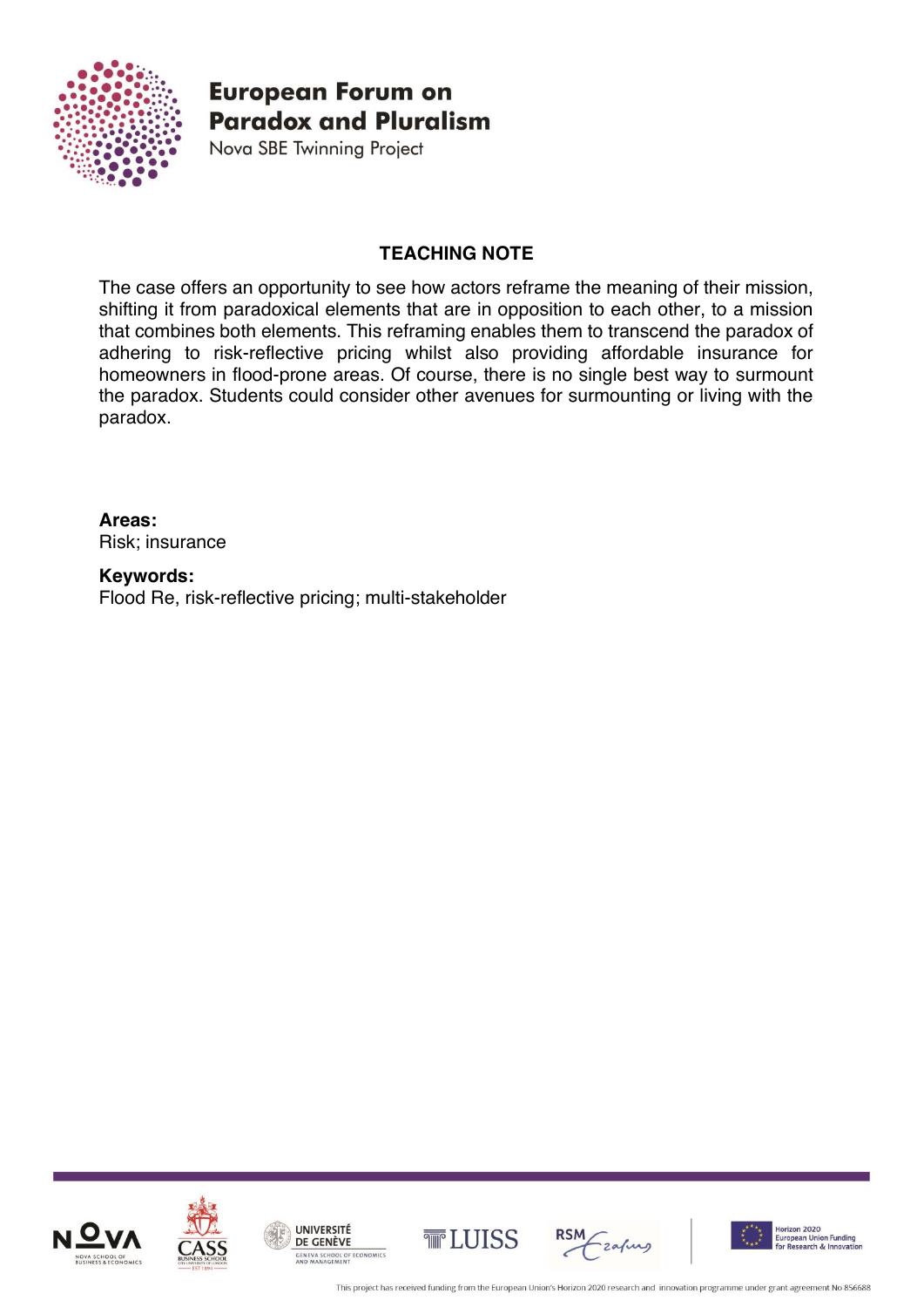## TEACHING NOTE

The case offers an opportunity to see how actors reframe the meaning of their mission, shifting it from paradoxical elements that are in opposition to each other, to a mission that combines both elements. This reframing enables them to transcend the paradox of adhering to risk-reflective pricing whilst also providing affordable insurance for homeowners in flood-prone areas. Of course, there is no single best way to surmount the paradox. Students could consider other avenues for surmounting or living with the paradox.

**Areas:**
Risk; insurance

**Keywords:**
Flood Re, risk-reflective pricing; multi-stakeholder